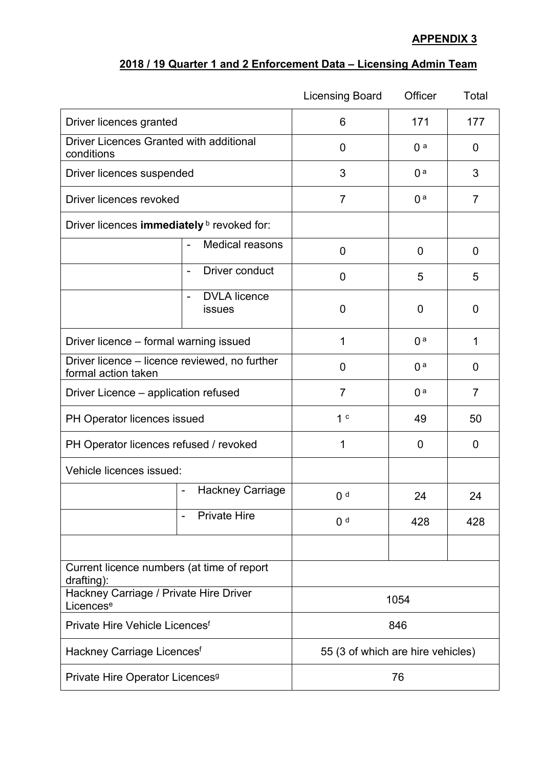**APPENDIX 3**

**2018 / 19 Quarter 1 and 2 Enforcement Data – Licensing Admin Team**

| | | Licensing Board | Officer | Total |
|---|---|---|---|---|
| Driver licences granted | | 6 | 171 | 177 |
| Driver Licences Granted with additional conditions | | 0 | 0 [a] | 0 |
| Driver licences suspended | | 3 | 0 [a] | 3 |
| Driver licences revoked | | 7 | 0 [a] | 7 |
| Driver licences **immediately** [b] revoked for: | | | | |
| | - Medical reasons | 0 | 0 | 0 |
| | - Driver conduct | 0 | 5 | 5 |
| | - DVLA licence issues | 0 | 0 | 0 |
| Driver licence – formal warning issued | | 1 | 0 [a] | 1 |
| Driver licence – licence reviewed, no further formal action taken | | 0 | 0 [a] | 0 |
| Driver Licence – application refused | | 7 | 0 [a] | 7 |
| PH Operator licences issued | | 1 [c] | 49 | 50 |
| PH Operator licences refused / revoked | | 1 | 0 | 0 |
| Vehicle licences issued: | | | | |
| | - Hackney Carriage | 0 [d] | 24 | 24 |
| | - Private Hire | 0 [d] | 428 | 428 |
| | | | | |
| Current licence numbers (at time of report drafting): | | | | |
| Hackney Carriage / Private Hire Driver Licences[e] | | 1054 | | |
| Private Hire Vehicle Licences[f] | | 846 | | |
| Hackney Carriage Licences[f] | | 55 (3 of which are hire vehicles) | | |
| Private Hire Operator Licences[g] | | 76 | | |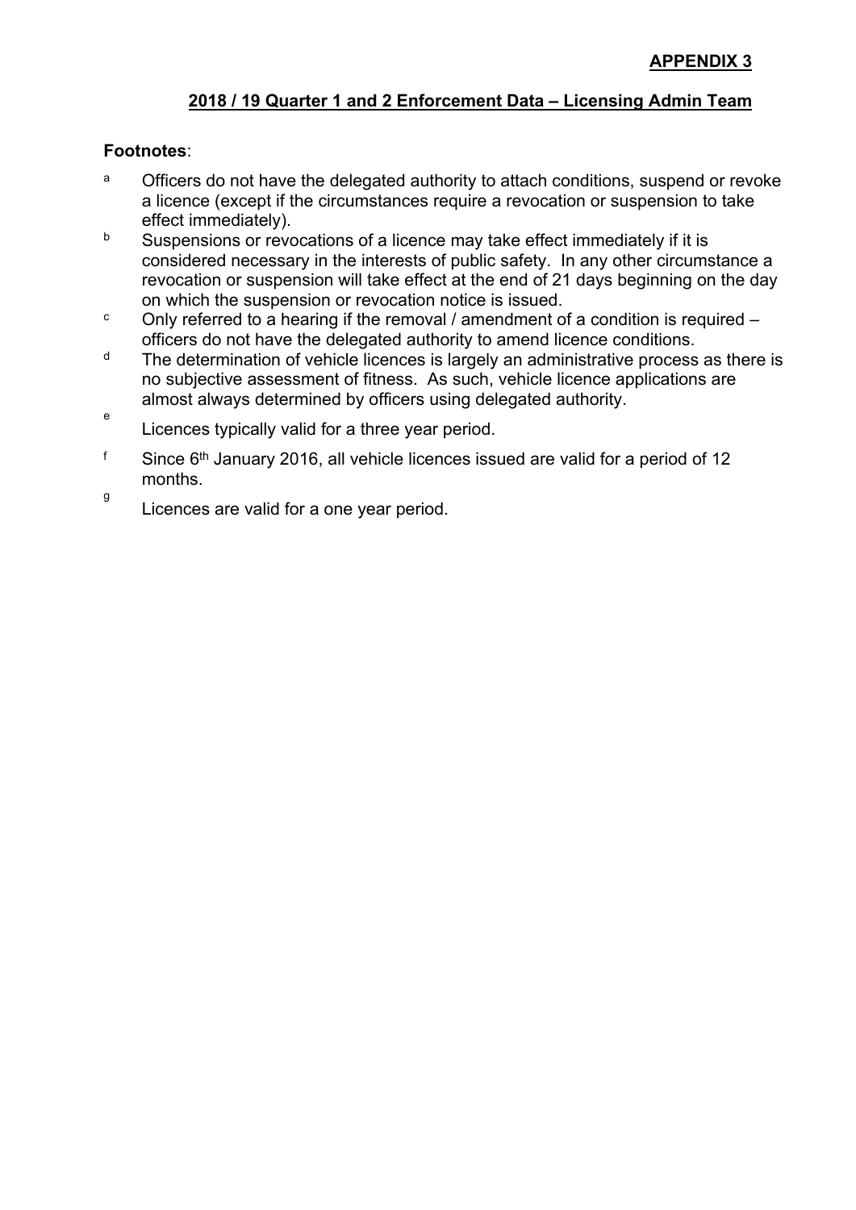**APPENDIX 3**

**2018 / 19 Quarter 1 and 2 Enforcement Data – Licensing Admin Team**

**Footnotes**:

[a] Officers do not have the delegated authority to attach conditions, suspend or revoke a licence (except if the circumstances require a revocation or suspension to take effect immediately).

[b] Suspensions or revocations of a licence may take effect immediately if it is considered necessary in the interests of public safety. In any other circumstance a revocation or suspension will take effect at the end of 21 days beginning on the day on which the suspension or revocation notice is issued.

[c] Only referred to a hearing if the removal / amendment of a condition is required – officers do not have the delegated authority to amend licence conditions.

[d] The determination of vehicle licences is largely an administrative process as there is no subjective assessment of fitness. As such, vehicle licence applications are almost always determined by officers using delegated authority.

[e] Licences typically valid for a three year period.

[f] Since 6th January 2016, all vehicle licences issued are valid for a period of 12 months.

[g] Licences are valid for a one year period.